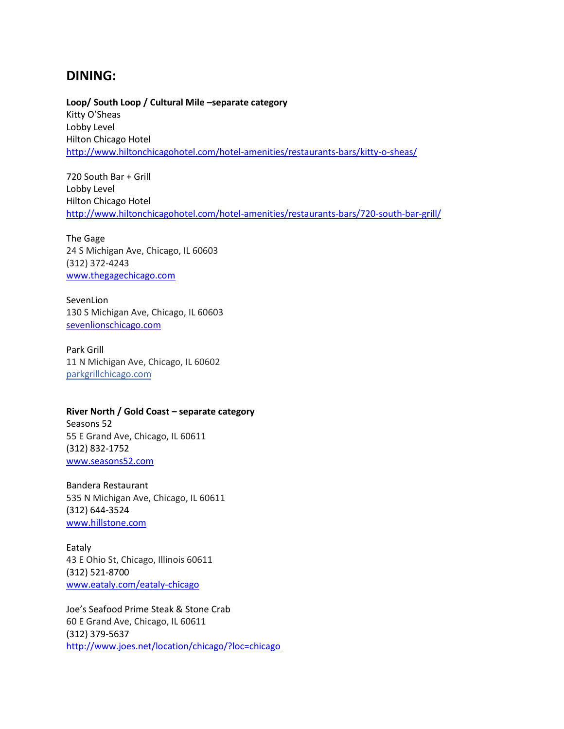# DINING:

**Loop/ South Loop / Cultural Mile –separate category**

Kitty O'Sheas
Lobby Level
Hilton Chicago Hotel
http://www.hiltonchicagohotel.com/hotel-amenities/restaurants-bars/kitty-o-sheas/

720 South Bar + Grill
Lobby Level
Hilton Chicago Hotel
http://www.hiltonchicagohotel.com/hotel-amenities/restaurants-bars/720-south-bar-grill/

The Gage
24 S Michigan Ave, Chicago, IL 60603
(312) 372-4243
www.thegagechicago.com

SevenLion
130 S Michigan Ave, Chicago, IL 60603
sevenlionschicago.com

Park Grill
11 N Michigan Ave, Chicago, IL 60602
parkgrillchicago.com

**River North / Gold Coast – separate category**

Seasons 52
55 E Grand Ave, Chicago, IL 60611
(312) 832-1752
www.seasons52.com

Bandera Restaurant
535 N Michigan Ave, Chicago, IL 60611
(312) 644-3524
www.hillstone.com

Eataly
43 E Ohio St, Chicago, Illinois 60611
(312) 521-8700
www.eataly.com/eataly-chicago

Joe's Seafood Prime Steak & Stone Crab
60 E Grand Ave, Chicago, IL 60611
(312) 379-5637
http://www.joes.net/location/chicago/?loc=chicago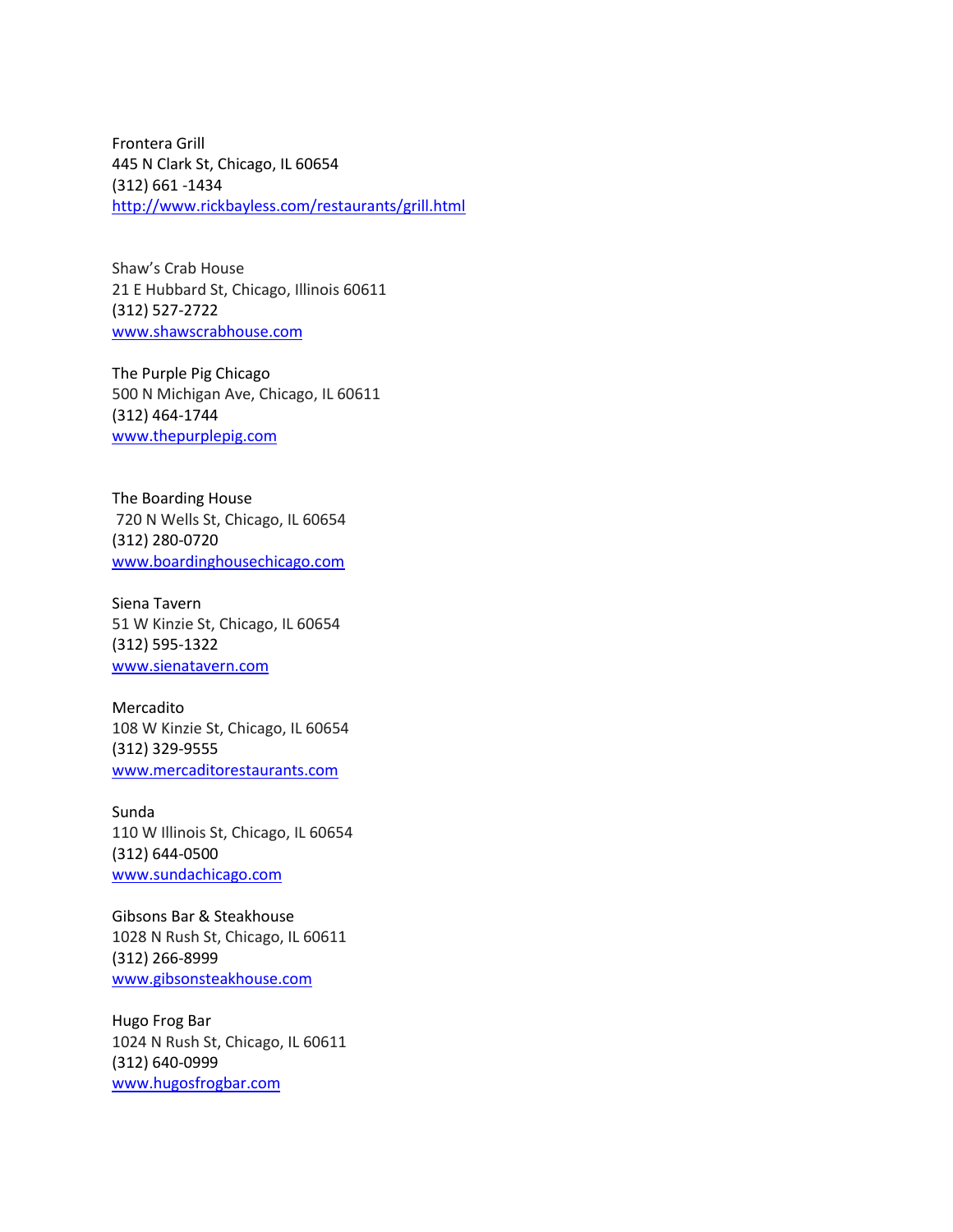Frontera Grill
445 N Clark St, Chicago, IL 60654
(312) 661 -1434
http://www.rickbayless.com/restaurants/grill.html

Shaw's Crab House
21 E Hubbard St, Chicago, Illinois 60611
(312) 527-2722
www.shawscrabhouse.com

The Purple Pig Chicago
500 N Michigan Ave, Chicago, IL 60611
(312) 464-1744
www.thepurplepig.com

The Boarding House
720 N Wells St, Chicago, IL 60654
(312) 280-0720
www.boardinghousechicago.com

Siena Tavern
51 W Kinzie St, Chicago, IL 60654
(312) 595-1322
www.sienatavern.com

Mercadito
108 W Kinzie St, Chicago, IL 60654
(312) 329-9555
www.mercaditorestaurants.com

Sunda
110 W Illinois St, Chicago, IL 60654
(312) 644-0500
www.sundachicago.com

Gibsons Bar & Steakhouse
1028 N Rush St, Chicago, IL 60611
(312) 266-8999
www.gibsonsteakhouse.com

Hugo Frog Bar
1024 N Rush St, Chicago, IL 60611
(312) 640-0999
www.hugosfrogbar.com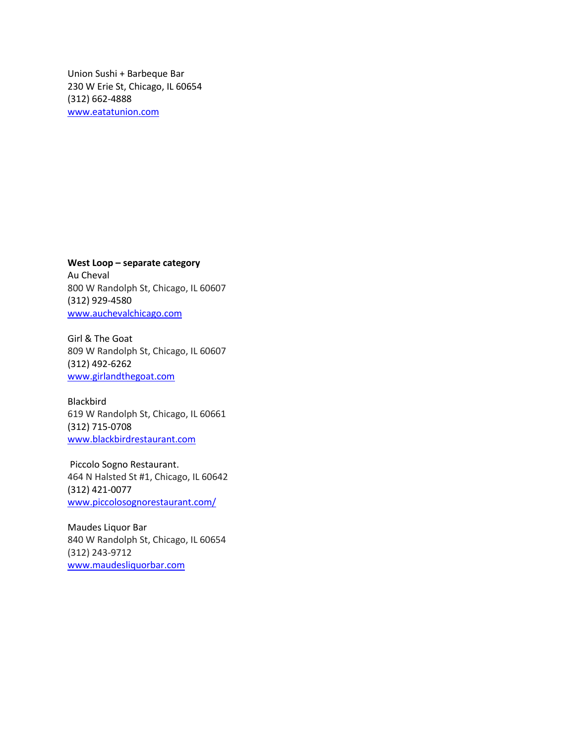Union Sushi + Barbeque Bar
230 W Erie St, Chicago, IL 60654
(312) 662-4888
[www.eatatunion.com](http://www.eatatunion.com)

**West Loop – separate category**
Au Cheval
800 W Randolph St, Chicago, IL 60607
(312) 929-4580
[www.auchevalchicago.com](http://www.auchevalchicago.com)

Girl & The Goat
809 W Randolph St, Chicago, IL 60607
(312) 492-6262
[www.girlandthegoat.com](http://www.girlandthegoat.com)

Blackbird
619 W Randolph St, Chicago, IL 60661
(312) 715-0708
[www.blackbirdrestaurant.com](http://www.blackbirdrestaurant.com)

Piccolo Sogno Restaurant.
464 N Halsted St #1, Chicago, IL 60642
(312) 421-0077
[www.piccolosognorestaurant.com/](http://www.piccolosognorestaurant.com/)

Maudes Liquor Bar
840 W Randolph St, Chicago, IL 60654
(312) 243-9712
[www.maudesliquorbar.com](http://www.maudesliquorbar.com)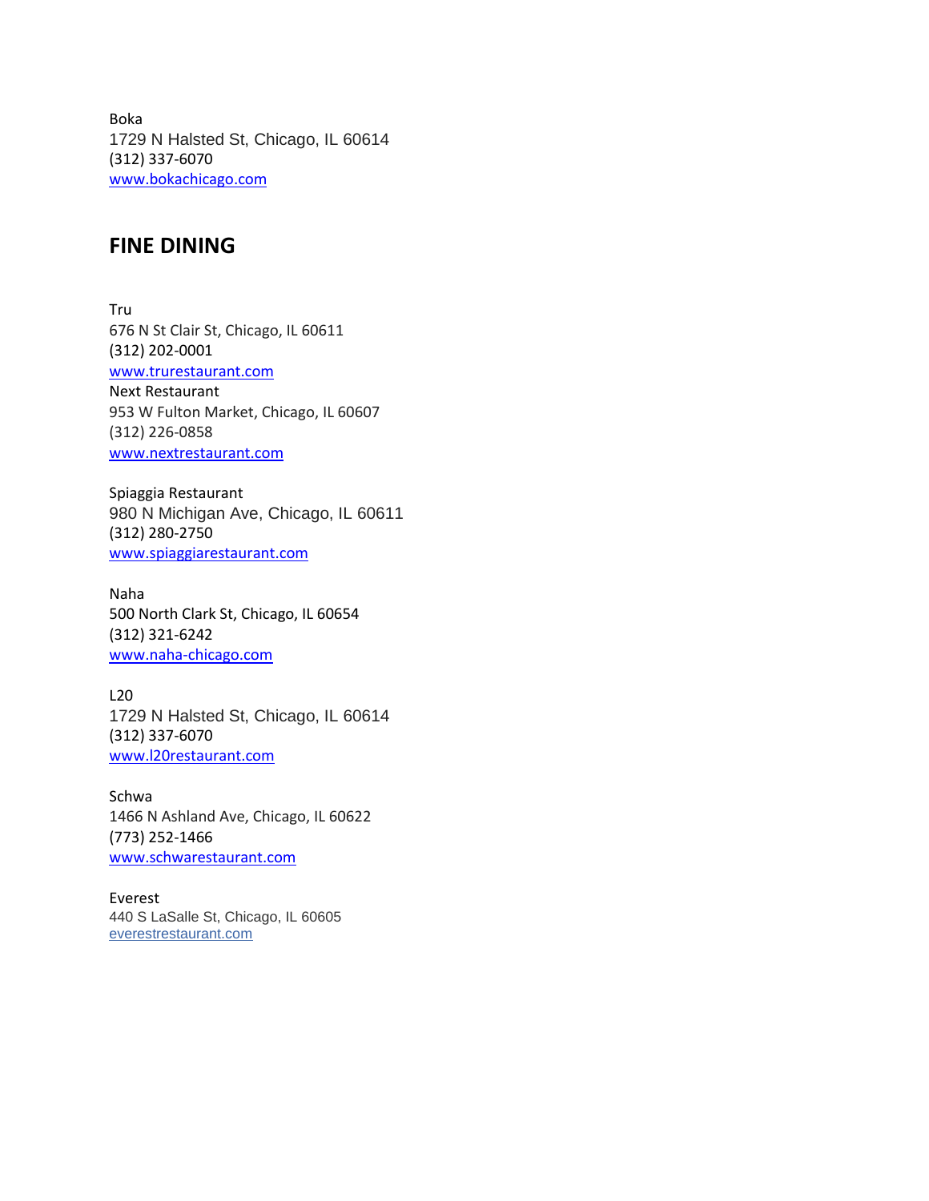Boka
1729 N Halsted St, Chicago, IL 60614
(312) 337-6070
www.bokachicago.com

## FINE DINING

Tru
676 N St Clair St, Chicago, IL 60611
(312) 202-0001
www.trurestaurant.com
Next Restaurant
953 W Fulton Market, Chicago, IL 60607
(312) 226-0858
www.nextrestaurant.com

Spiaggia Restaurant
980 N Michigan Ave, Chicago, IL 60611
(312) 280-2750
www.spiaggiarestaurant.com

Naha
500 North Clark St, Chicago, IL 60654
(312) 321-6242
www.naha-chicago.com

L20
1729 N Halsted St, Chicago, IL 60614
(312) 337-6070
www.l20restaurant.com

Schwa
1466 N Ashland Ave, Chicago, IL 60622
(773) 252-1466
www.schwarestaurant.com

Everest
440 S LaSalle St, Chicago, IL 60605
everestrestaurant.com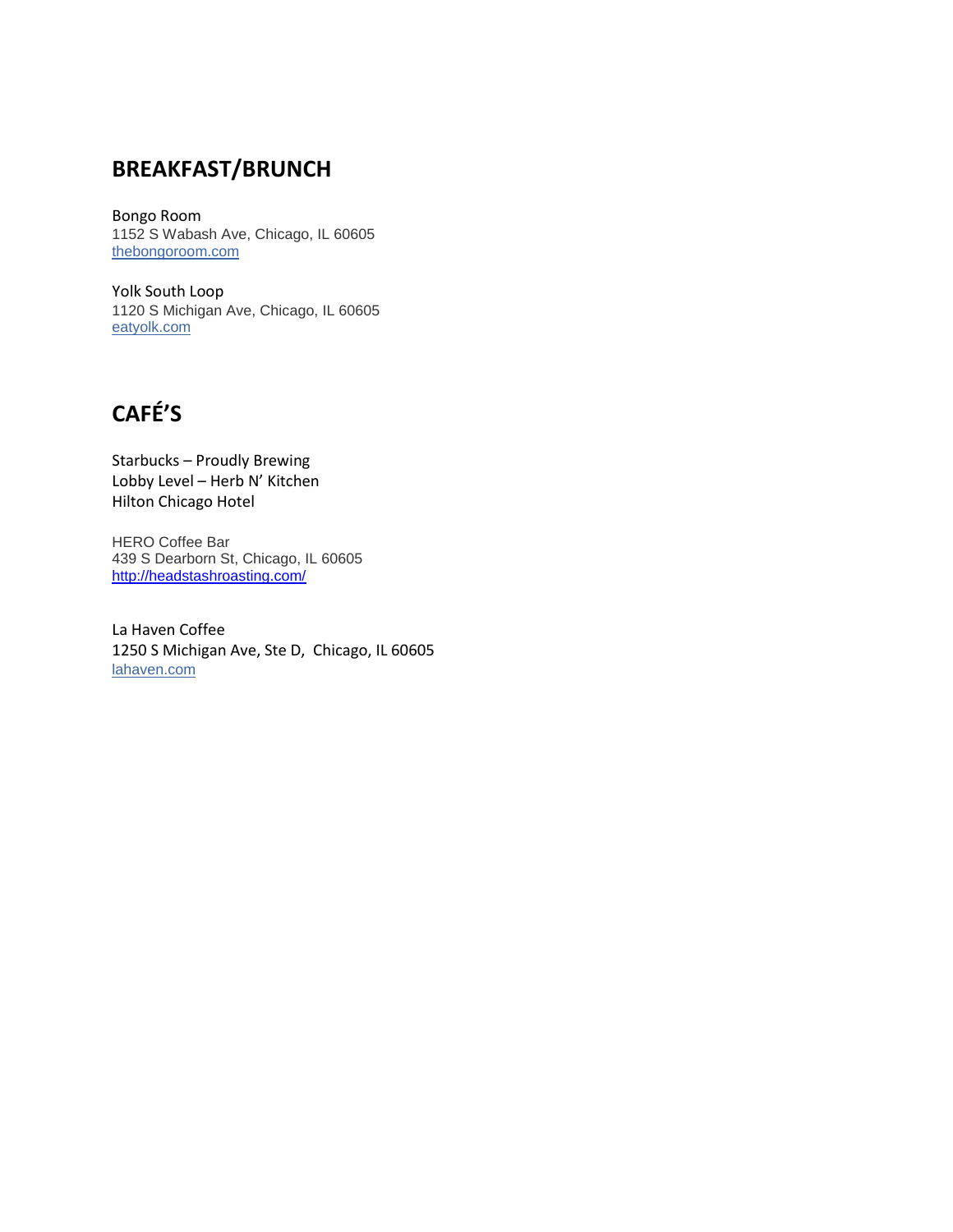## BREAKFAST/BRUNCH

Bongo Room
1152 S Wabash Ave, Chicago, IL 60605
thebongoroom.com

Yolk South Loop
1120 S Michigan Ave, Chicago, IL 60605
eatyolk.com

## CAFÉ'S

Starbucks – Proudly Brewing
Lobby Level – Herb N' Kitchen
Hilton Chicago Hotel

HERO Coffee Bar
439 S Dearborn St, Chicago, IL 60605
http://headstashroasting.com/

La Haven Coffee
1250 S Michigan Ave, Ste D, Chicago, IL 60605
lahaven.com